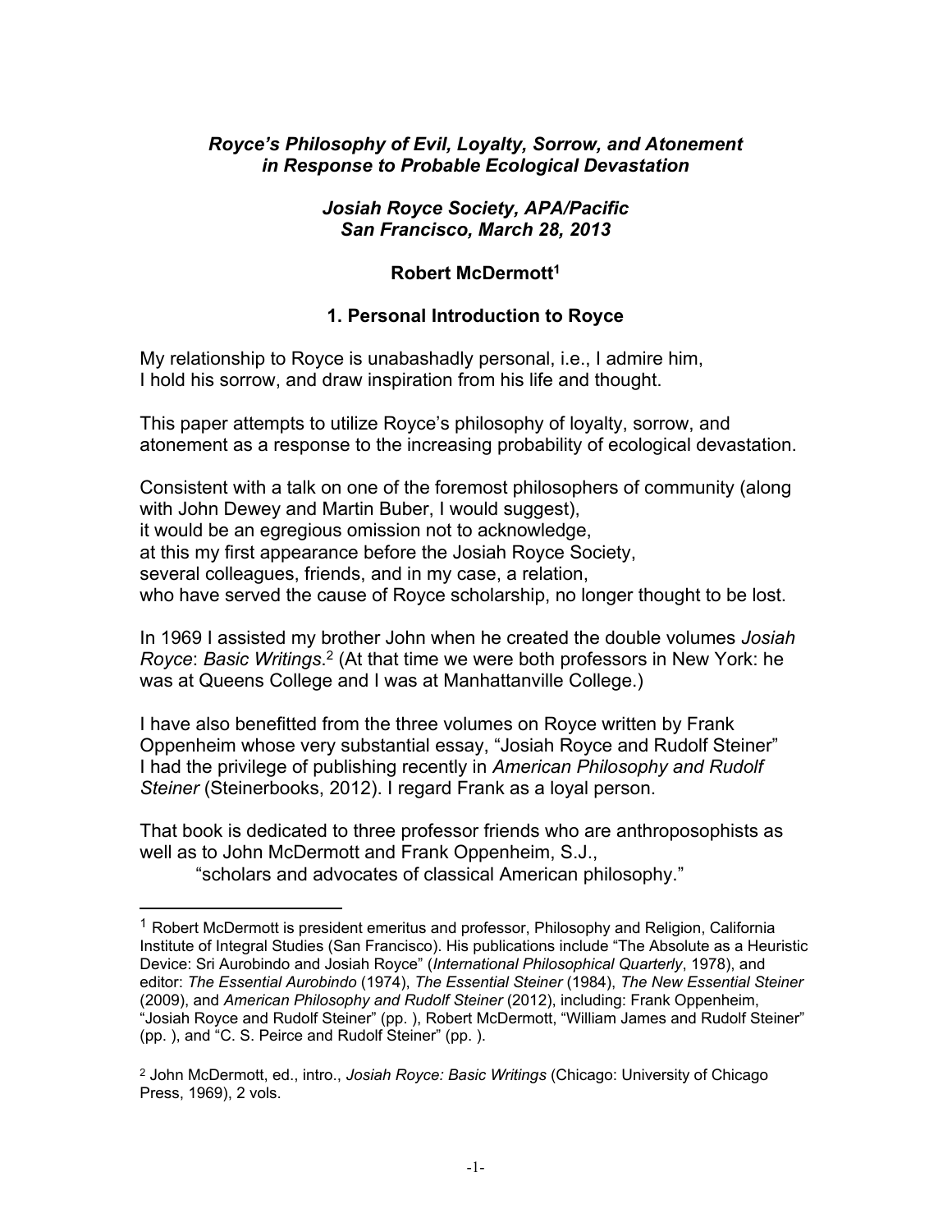***Royce's Philosophy of Evil, Loyalty, Sorrow, and Atonement in Response to Probable Ecological Devastation***

***Josiah Royce Society, APA/Pacific San Francisco, March 28, 2013***

**Robert McDermott[1]**

## 1. Personal Introduction to Royce

My relationship to Royce is unabashadly personal, i.e., I admire him,
I hold his sorrow, and draw inspiration from his life and thought.

This paper attempts to utilize Royce's philosophy of loyalty, sorrow, and atonement as a response to the increasing probability of ecological devastation.

Consistent with a talk on one of the foremost philosophers of community (along with John Dewey and Martin Buber, I would suggest),
it would be an egregious omission not to acknowledge,
at this my first appearance before the Josiah Royce Society,
several colleagues, friends, and in my case, a relation,
who have served the cause of Royce scholarship, no longer thought to be lost.

In 1969 I assisted my brother John when he created the double volumes *Josiah Royce*: *Basic Writings*.[2] (At that time we were both professors in New York: he was at Queens College and I was at Manhattanville College.)

I have also benefitted from the three volumes on Royce written by Frank Oppenheim whose very substantial essay, "Josiah Royce and Rudolf Steiner" I had the privilege of publishing recently in *American Philosophy and Rudolf Steiner* (Steinerbooks, 2012). I regard Frank as a loyal person.

That book is dedicated to three professor friends who are anthroposophists as well as to John McDermott and Frank Oppenheim, S.J.,
"scholars and advocates of classical American philosophy."

---

[1] Robert McDermott is president emeritus and professor, Philosophy and Religion, California Institute of Integral Studies (San Francisco). His publications include "The Absolute as a Heuristic Device: Sri Aurobindo and Josiah Royce" (*International Philosophical Quarterly*, 1978), and editor: *The Essential Aurobindo* (1974), *The Essential Steiner* (1984), *The New Essential Steiner* (2009), and *American Philosophy and Rudolf Steiner* (2012), including: Frank Oppenheim, "Josiah Royce and Rudolf Steiner" (pp. ), Robert McDermott, "William James and Rudolf Steiner" (pp. ), and "C. S. Peirce and Rudolf Steiner" (pp. ).

[2] John McDermott, ed., intro., *Josiah Royce: Basic Writings* (Chicago: University of Chicago Press, 1969), 2 vols.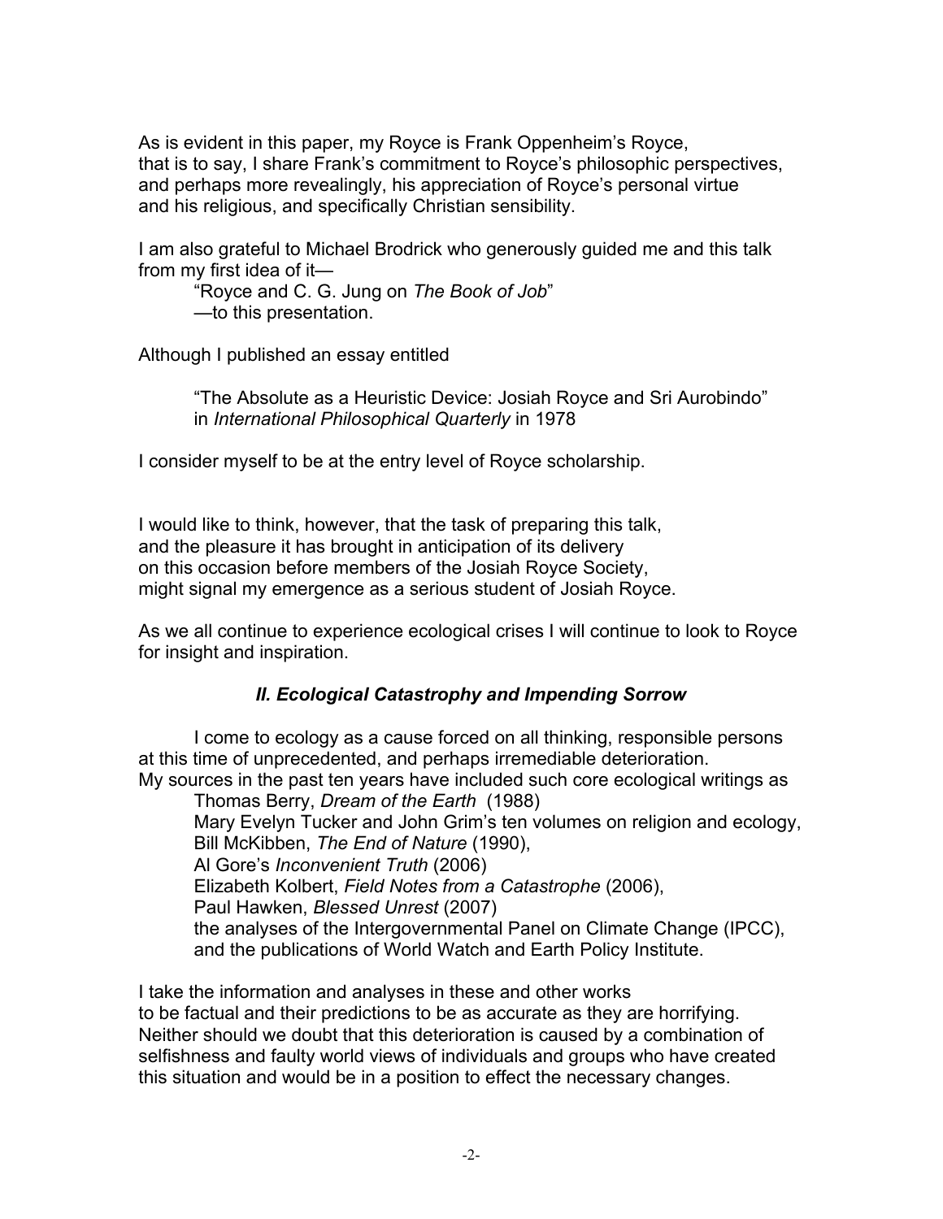As is evident in this paper, my Royce is Frank Oppenheim's Royce, that is to say, I share Frank's commitment to Royce's philosophic perspectives, and perhaps more revealingly, his appreciation of Royce's personal virtue and his religious, and specifically Christian sensibility.

I am also grateful to Michael Brodrick who generously guided me and this talk from my first idea of it—

"Royce and C. G. Jung on *The Book of Job*"
—to this presentation.

Although I published an essay entitled

"The Absolute as a Heuristic Device: Josiah Royce and Sri Aurobindo" in *International Philosophical Quarterly* in 1978

I consider myself to be at the entry level of Royce scholarship.

I would like to think, however, that the task of preparing this talk, and the pleasure it has brought in anticipation of its delivery on this occasion before members of the Josiah Royce Society, might signal my emergence as a serious student of Josiah Royce.

As we all continue to experience ecological crises I will continue to look to Royce for insight and inspiration.

## *II. Ecological Catastrophe and Impending Sorrow*

I come to ecology as a cause forced on all thinking, responsible persons at this time of unprecedented, and perhaps irremediable deterioration. My sources in the past ten years have included such core ecological writings as

Thomas Berry, *Dream of the Earth* (1988)
Mary Evelyn Tucker and John Grim's ten volumes on religion and ecology,
Bill McKibben, *The End of Nature* (1990),
Al Gore's *Inconvenient Truth* (2006)
Elizabeth Kolbert, *Field Notes from a Catastrophe* (2006),
Paul Hawken, *Blessed Unrest* (2007)
the analyses of the Intergovernmental Panel on Climate Change (IPCC),
and the publications of World Watch and Earth Policy Institute.

I take the information and analyses in these and other works to be factual and their predictions to be as accurate as they are horrifying. Neither should we doubt that this deterioration is caused by a combination of selfishness and faulty world views of individuals and groups who have created this situation and would be in a position to effect the necessary changes.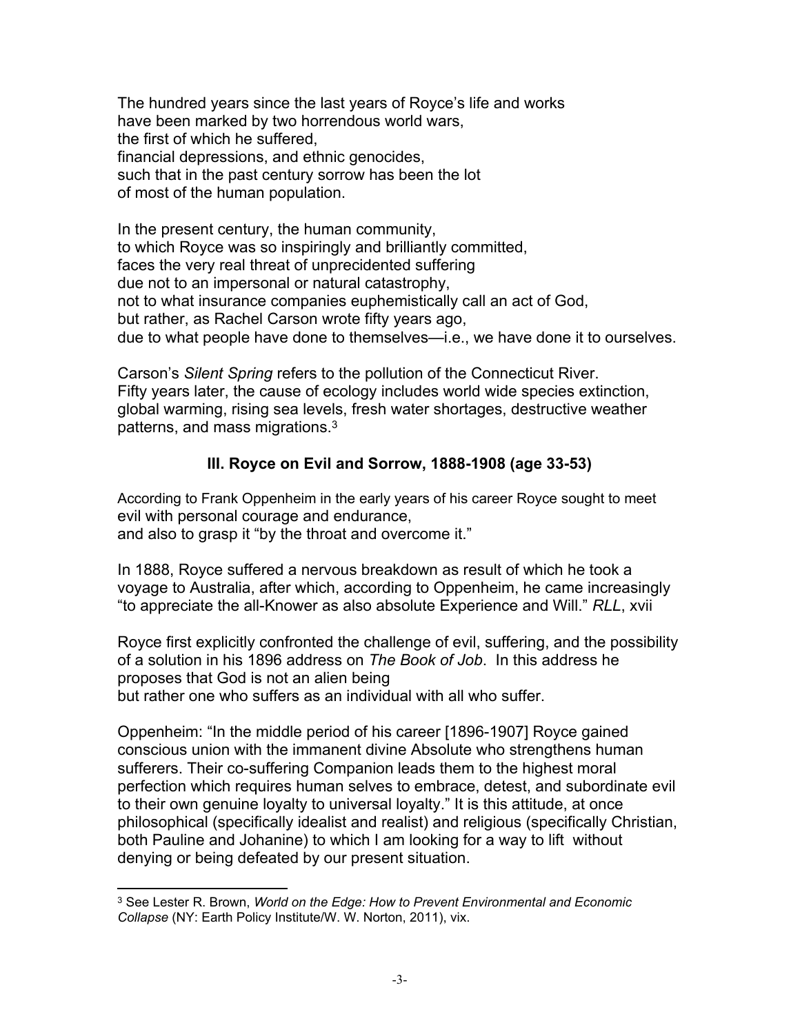The hundred years since the last years of Royce's life and works
have been marked by two horrendous world wars,
the first of which he suffered,
financial depressions, and ethnic genocides,
such that in the past century sorrow has been the lot
of most of the human population.

In the present century, the human community,
to which Royce was so inspiringly and brilliantly committed,
faces the very real threat of unprecidented suffering
due not to an impersonal or natural catastrophy,
not to what insurance companies euphemistically call an act of God,
but rather, as Rachel Carson wrote fifty years ago,
due to what people have done to themselves—i.e., we have done it to ourselves.

Carson's *Silent Spring* refers to the pollution of the Connecticut River.
Fifty years later, the cause of ecology includes world wide species extinction,
global warming, rising sea levels, fresh water shortages, destructive weather
patterns, and mass migrations.[3]

### III. Royce on Evil and Sorrow, 1888-1908 (age 33-53)

According to Frank Oppenheim in the early years of his career Royce sought to meet
evil with personal courage and endurance,
and also to grasp it "by the throat and overcome it."

In 1888, Royce suffered a nervous breakdown as result of which he took a
voyage to Australia, after which, according to Oppenheim, he came increasingly
"to appreciate the all-Knower as also absolute Experience and Will." *RLL*, xvii

Royce first explicitly confronted the challenge of evil, suffering, and the possibility
of a solution in his 1896 address on *The Book of Job*. In this address he
proposes that God is not an alien being
but rather one who suffers as an individual with all who suffer.

Oppenheim: "In the middle period of his career [1896-1907] Royce gained
conscious union with the immanent divine Absolute who strengthens human
sufferers. Their co-suffering Companion leads them to the highest moral
perfection which requires human selves to embrace, detest, and subordinate evil
to their own genuine loyalty to universal loyalty." It is this attitude, at once
philosophical (specifically idealist and realist) and religious (specifically Christian,
both Pauline and Johanine) to which I am looking for a way to lift without
denying or being defeated by our present situation.

---

[3] See Lester R. Brown, *World on the Edge: How to Prevent Environmental and Economic Collapse* (NY: Earth Policy Institute/W. W. Norton, 2011), vix.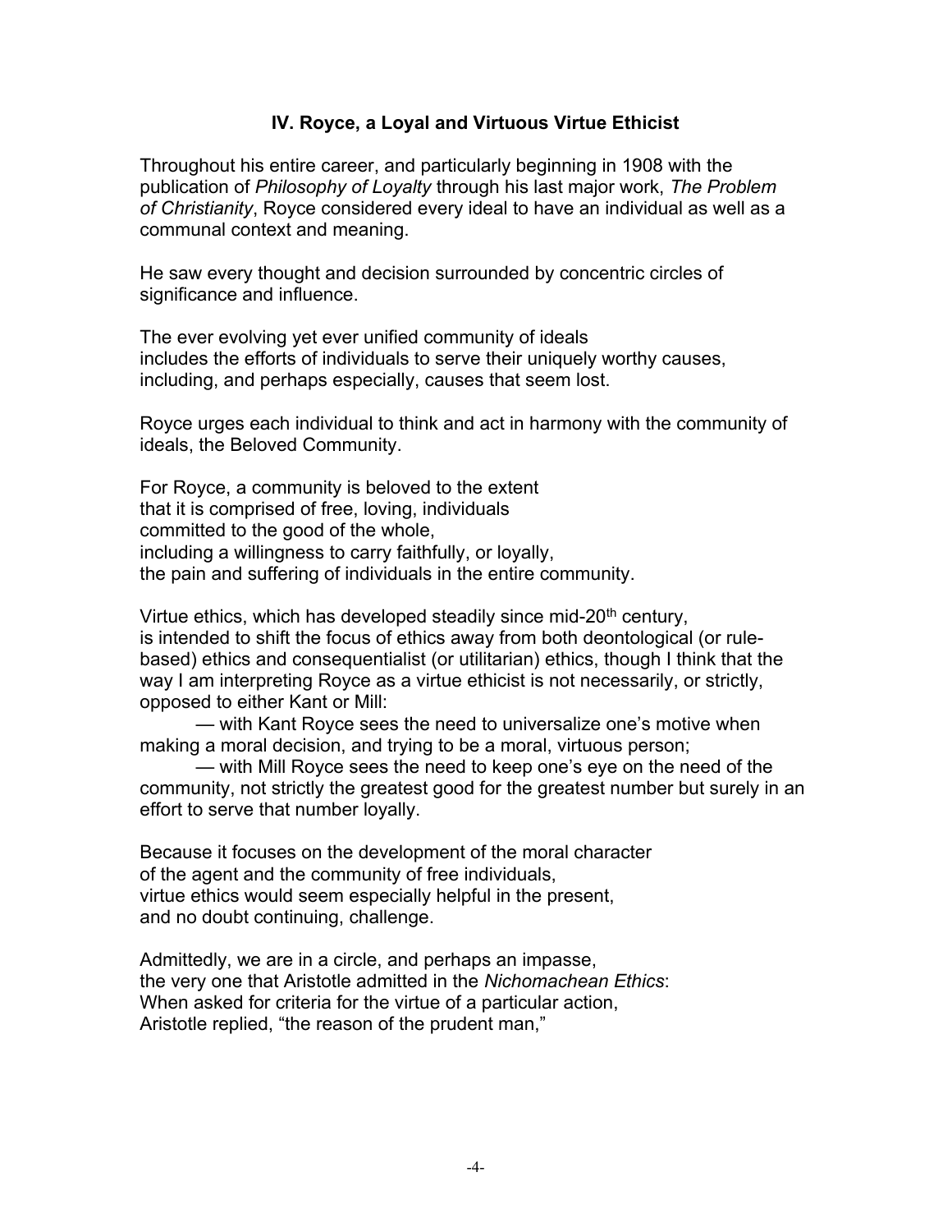## IV. Royce, a Loyal and Virtuous Virtue Ethicist

Throughout his entire career, and particularly beginning in 1908 with the publication of *Philosophy of Loyalty* through his last major work, *The Problem of Christianity*, Royce considered every ideal to have an individual as well as a communal context and meaning.

He saw every thought and decision surrounded by concentric circles of significance and influence.

The ever evolving yet ever unified community of ideals
includes the efforts of individuals to serve their uniquely worthy causes,
including, and perhaps especially, causes that seem lost.

Royce urges each individual to think and act in harmony with the community of ideals, the Beloved Community.

For Royce, a community is beloved to the extent
that it is comprised of free, loving, individuals
committed to the good of the whole,
including a willingness to carry faithfully, or loyally,
the pain and suffering of individuals in the entire community.

Virtue ethics, which has developed steadily since mid-20th century,
is intended to shift the focus of ethics away from both deontological (or rule-based) ethics and consequentialist (or utilitarian) ethics, though I think that the way I am interpreting Royce as a virtue ethicist is not necessarily, or strictly, opposed to either Kant or Mill:

— with Kant Royce sees the need to universalize one's motive when making a moral decision, and trying to be a moral, virtuous person;

— with Mill Royce sees the need to keep one's eye on the need of the community, not strictly the greatest good for the greatest number but surely in an effort to serve that number loyally.

Because it focuses on the development of the moral character
of the agent and the community of free individuals,
virtue ethics would seem especially helpful in the present,
and no doubt continuing, challenge.

Admittedly, we are in a circle, and perhaps an impasse,
the very one that Aristotle admitted in the *Nichomachean Ethics*:
When asked for criteria for the virtue of a particular action,
Aristotle replied, "the reason of the prudent man,"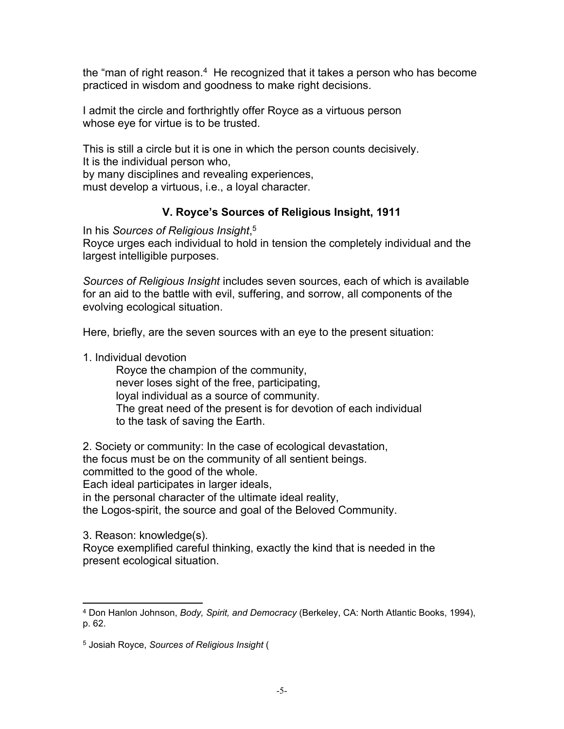the "man of right reason.[4] He recognized that it takes a person who has become practiced in wisdom and goodness to make right decisions.

I admit the circle and forthrightly offer Royce as a virtuous person
whose eye for virtue is to be trusted.

This is still a circle but it is one in which the person counts decisively.
It is the individual person who,
by many disciplines and revealing experiences,
must develop a virtuous, i.e., a loyal character.

## V. Royce's Sources of Religious Insight, 1911

In his *Sources of Religious Insight*,[5]
Royce urges each individual to hold in tension the completely individual and the largest intelligible purposes.

*Sources of Religious Insight* includes seven sources, each of which is available for an aid to the battle with evil, suffering, and sorrow, all components of the evolving ecological situation.

Here, briefly, are the seven sources with an eye to the present situation:

1. Individual devotion

   Royce the champion of the community,
   never loses sight of the free, participating,
   loyal individual as a source of community.
   The great need of the present is for devotion of each individual
   to the task of saving the Earth.

2. Society or community: In the case of ecological devastation,
the focus must be on the community of all sentient beings.
committed to the good of the whole.
Each ideal participates in larger ideals,
in the personal character of the ultimate ideal reality,
the Logos-spirit, the source and goal of the Beloved Community.

3. Reason: knowledge(s).
Royce exemplified careful thinking, exactly the kind that is needed in the present ecological situation.

---

[4] Don Hanlon Johnson, *Body, Spirit, and Democracy* (Berkeley, CA: North Atlantic Books, 1994), p. 62.

[5] Josiah Royce, *Sources of Religious Insight* (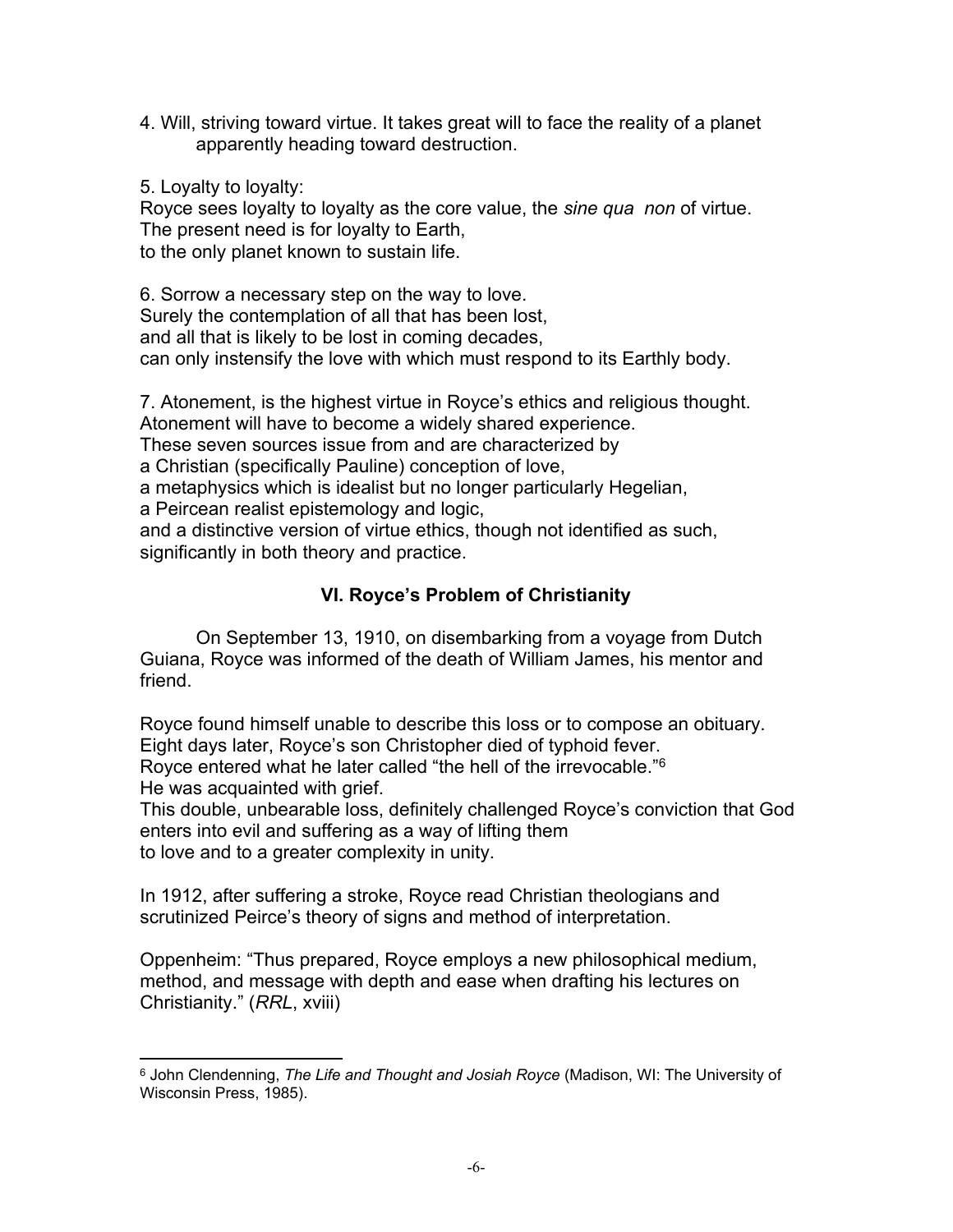4. Will, striving toward virtue. It takes great will to face the reality of a planet apparently heading toward destruction.

5. Loyalty to loyalty:
Royce sees loyalty to loyalty as the core value, the *sine qua non* of virtue.
The present need is for loyalty to Earth,
to the only planet known to sustain life.

6. Sorrow a necessary step on the way to love.
Surely the contemplation of all that has been lost,
and all that is likely to be lost in coming decades,
can only instensify the love with which must respond to its Earthly body.

7. Atonement, is the highest virtue in Royce's ethics and religious thought.
Atonement will have to become a widely shared experience.
These seven sources issue from and are characterized by
a Christian (specifically Pauline) conception of love,
a metaphysics which is idealist but no longer particularly Hegelian,
a Peircean realist epistemology and logic,
and a distinctive version of virtue ethics, though not identified as such,
significantly in both theory and practice.

## VI. Royce's Problem of Christianity

On September 13, 1910, on disembarking from a voyage from Dutch Guiana, Royce was informed of the death of William James, his mentor and friend.

Royce found himself unable to describe this loss or to compose an obituary.
Eight days later, Royce's son Christopher died of typhoid fever.
Royce entered what he later called "the hell of the irrevocable."[6]
He was acquainted with grief.
This double, unbearable loss, definitely challenged Royce's conviction that God enters into evil and suffering as a way of lifting them
to love and to a greater complexity in unity.

In 1912, after suffering a stroke, Royce read Christian theologians and scrutinized Peirce's theory of signs and method of interpretation.

Oppenheim: "Thus prepared, Royce employs a new philosophical medium, method, and message with depth and ease when drafting his lectures on Christianity." (*RRL*, xviii)

---

[6] John Clendenning, *The Life and Thought and Josiah Royce* (Madison, WI: The University of Wisconsin Press, 1985).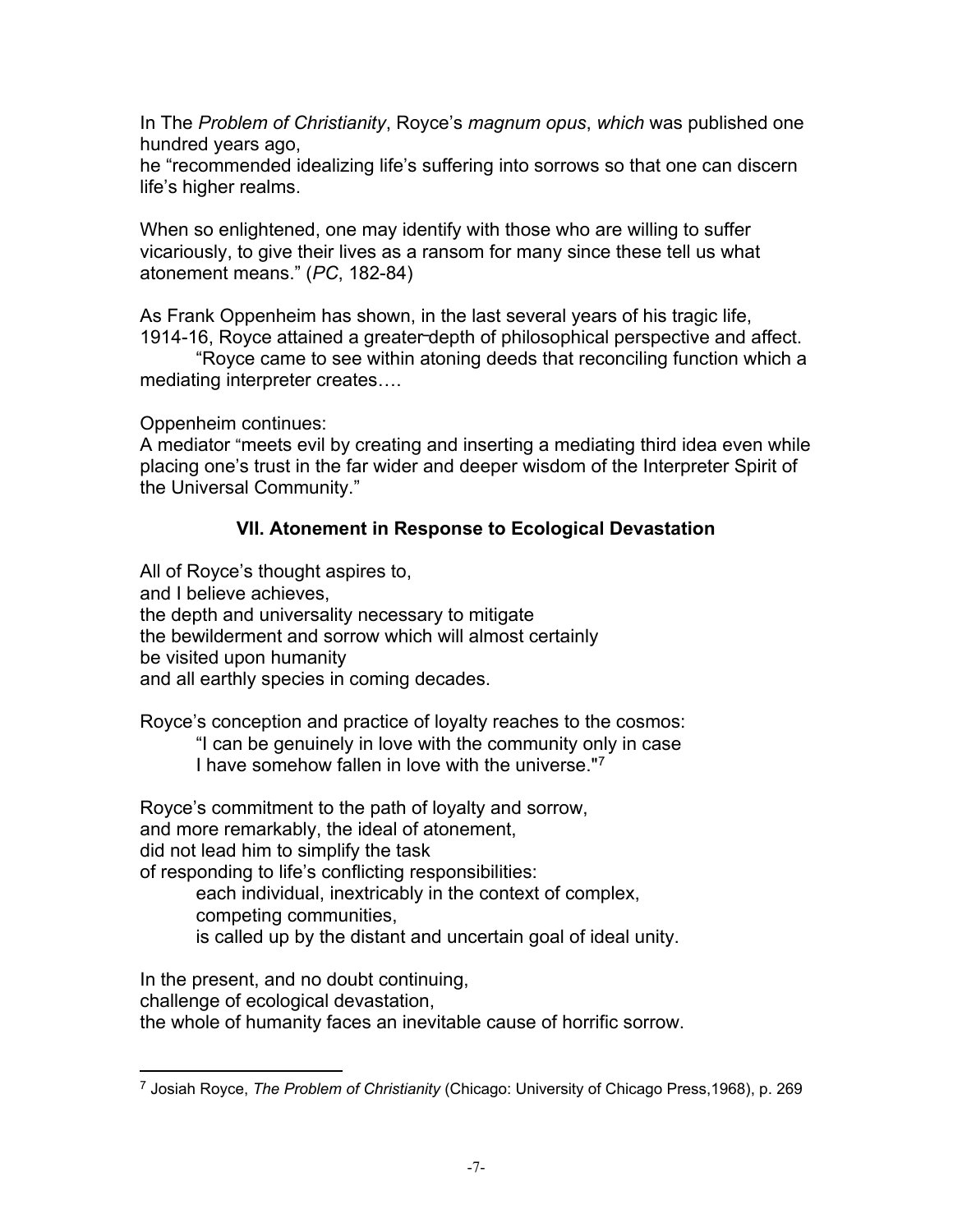In The *Problem of Christianity*, Royce's *magnum opus*, *which* was published one hundred years ago,
he "recommended idealizing life's suffering into sorrows so that one can discern life's higher realms.

When so enlightened, one may identify with those who are willing to suffer vicariously, to give their lives as a ransom for many since these tell us what atonement means." (*PC*, 182-84)

As Frank Oppenheim has shown, in the last several years of his tragic life, 1914-16, Royce attained a greater depth of philosophical perspective and affect.

"Royce came to see within atoning deeds that reconciling function which a mediating interpreter creates….

Oppenheim continues:
A mediator "meets evil by creating and inserting a mediating third idea even while placing one's trust in the far wider and deeper wisdom of the Interpreter Spirit of the Universal Community."

### VII. Atonement in Response to Ecological Devastation

All of Royce's thought aspires to,
and I believe achieves,
the depth and universality necessary to mitigate
the bewilderment and sorrow which will almost certainly
be visited upon humanity
and all earthly species in coming decades.

Royce's conception and practice of loyalty reaches to the cosmos:

> "I can be genuinely in love with the community only in case
> I have somehow fallen in love with the universe."[7]

Royce's commitment to the path of loyalty and sorrow,
and more remarkably, the ideal of atonement,
did not lead him to simplify the task
of responding to life's conflicting responsibilities:

> each individual, inextricably in the context of complex,
> competing communities,
> is called up by the distant and uncertain goal of ideal unity.

In the present, and no doubt continuing,
challenge of ecological devastation,
the whole of humanity faces an inevitable cause of horrific sorrow.

---

[7] Josiah Royce, *The Problem of Christianity* (Chicago: University of Chicago Press,1968), p. 269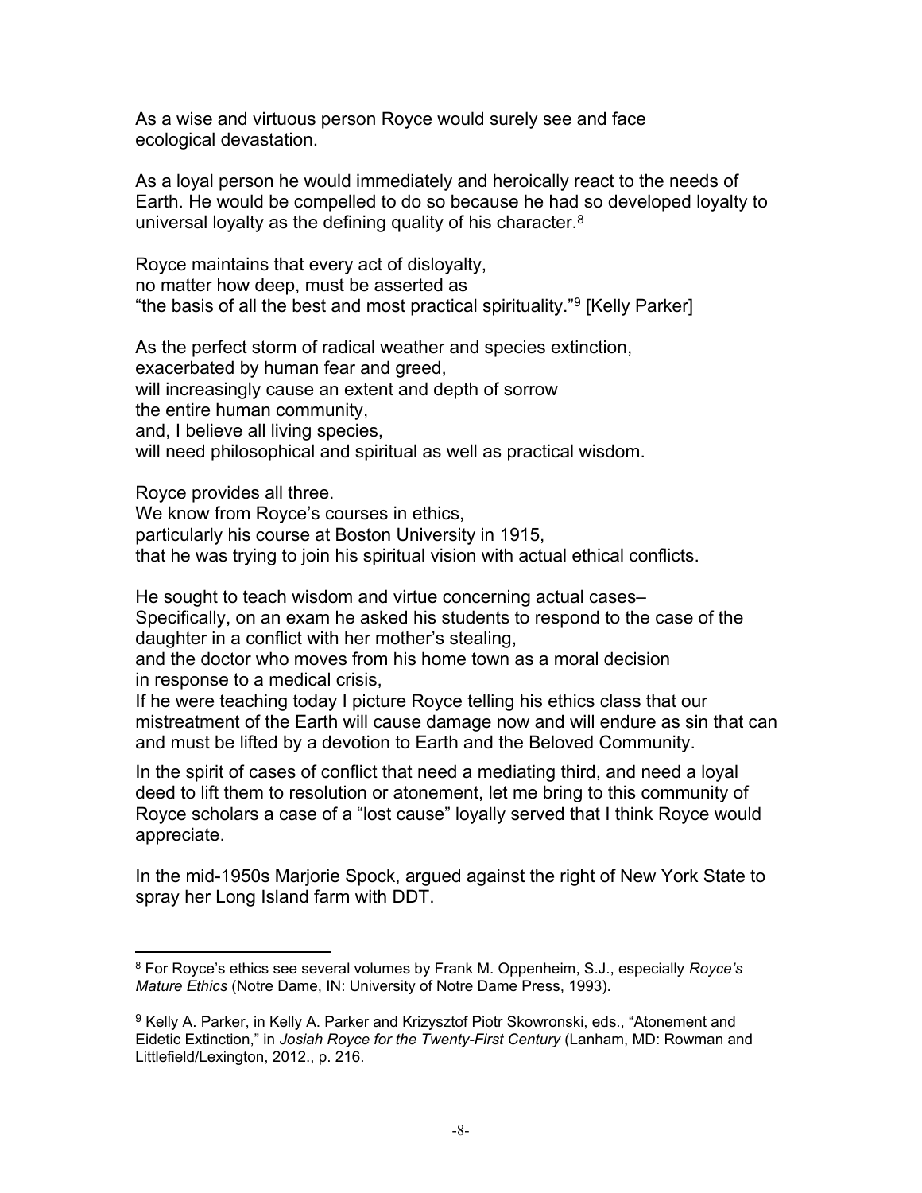As a wise and virtuous person Royce would surely see and face ecological devastation.

As a loyal person he would immediately and heroically react to the needs of Earth. He would be compelled to do so because he had so developed loyalty to universal loyalty as the defining quality of his character.[8]

Royce maintains that every act of disloyalty,
no matter how deep, must be asserted as
"the basis of all the best and most practical spirituality."[9] [Kelly Parker]

As the perfect storm of radical weather and species extinction,
exacerbated by human fear and greed,
will increasingly cause an extent and depth of sorrow
the entire human community,
and, I believe all living species,
will need philosophical and spiritual as well as practical wisdom.

Royce provides all three.
We know from Royce's courses in ethics,
particularly his course at Boston University in 1915,
that he was trying to join his spiritual vision with actual ethical conflicts.

He sought to teach wisdom and virtue concerning actual cases–
Specifically, on an exam he asked his students to respond to the case of the daughter in a conflict with her mother's stealing,
and the doctor who moves from his home town as a moral decision
in response to a medical crisis,
If he were teaching today I picture Royce telling his ethics class that our mistreatment of the Earth will cause damage now and will endure as sin that can and must be lifted by a devotion to Earth and the Beloved Community.

In the spirit of cases of conflict that need a mediating third, and need a loyal deed to lift them to resolution or atonement, let me bring to this community of Royce scholars a case of a "lost cause" loyally served that I think Royce would appreciate.

In the mid-1950s Marjorie Spock, argued against the right of New York State to spray her Long Island farm with DDT.

---

[8] For Royce's ethics see several volumes by Frank M. Oppenheim, S.J., especially *Royce's Mature Ethics* (Notre Dame, IN: University of Notre Dame Press, 1993).

[9] Kelly A. Parker, in Kelly A. Parker and Krizysztof Piotr Skowronski, eds., "Atonement and Eidetic Extinction," in *Josiah Royce for the Twenty-First Century* (Lanham, MD: Rowman and Littlefield/Lexington, 2012., p. 216.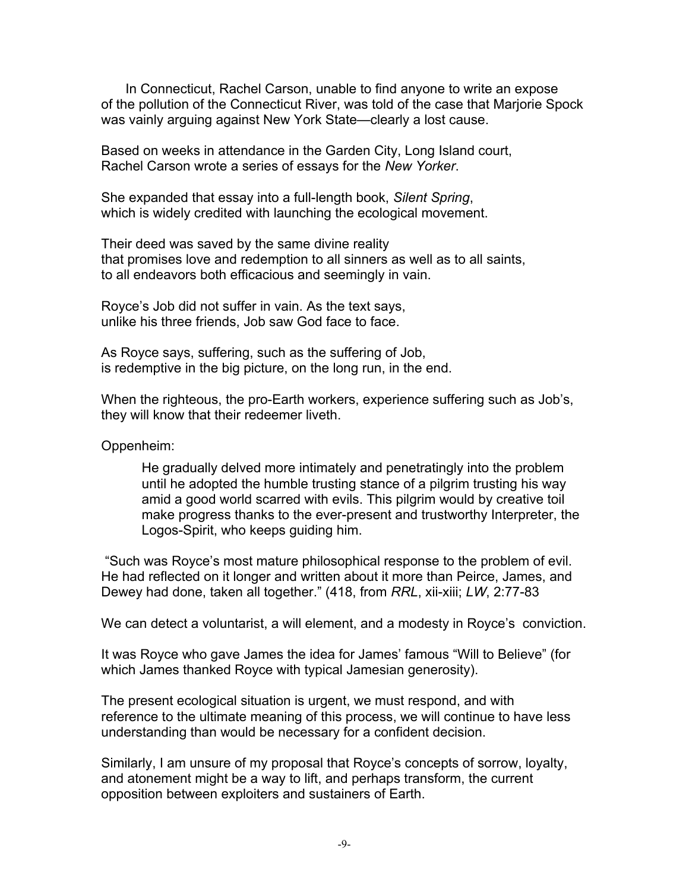In Connecticut, Rachel Carson, unable to find anyone to write an expose of the pollution of the Connecticut River, was told of the case that Marjorie Spock was vainly arguing against New York State—clearly a lost cause.

Based on weeks in attendance in the Garden City, Long Island court, Rachel Carson wrote a series of essays for the *New Yorker*.

She expanded that essay into a full-length book, *Silent Spring*, which is widely credited with launching the ecological movement.

Their deed was saved by the same divine reality
that promises love and redemption to all sinners as well as to all saints,
to all endeavors both efficacious and seemingly in vain.

Royce's Job did not suffer in vain. As the text says,
unlike his three friends, Job saw God face to face.

As Royce says, suffering, such as the suffering of Job,
is redemptive in the big picture, on the long run, in the end.

When the righteous, the pro-Earth workers, experience suffering such as Job's, they will know that their redeemer liveth.

Oppenheim:

> He gradually delved more intimately and penetratingly into the problem until he adopted the humble trusting stance of a pilgrim trusting his way amid a good world scarred with evils. This pilgrim would by creative toil make progress thanks to the ever-present and trustworthy Interpreter, the Logos-Spirit, who keeps guiding him.

"Such was Royce's most mature philosophical response to the problem of evil. He had reflected on it longer and written about it more than Peirce, James, and Dewey had done, taken all together." (418, from *RRL*, xii-xiii; *LW*, 2:77-83

We can detect a voluntarist, a will element, and a modesty in Royce's conviction.

It was Royce who gave James the idea for James' famous "Will to Believe" (for which James thanked Royce with typical Jamesian generosity).

The present ecological situation is urgent, we must respond, and with reference to the ultimate meaning of this process, we will continue to have less understanding than would be necessary for a confident decision.

Similarly, I am unsure of my proposal that Royce's concepts of sorrow, loyalty, and atonement might be a way to lift, and perhaps transform, the current opposition between exploiters and sustainers of Earth.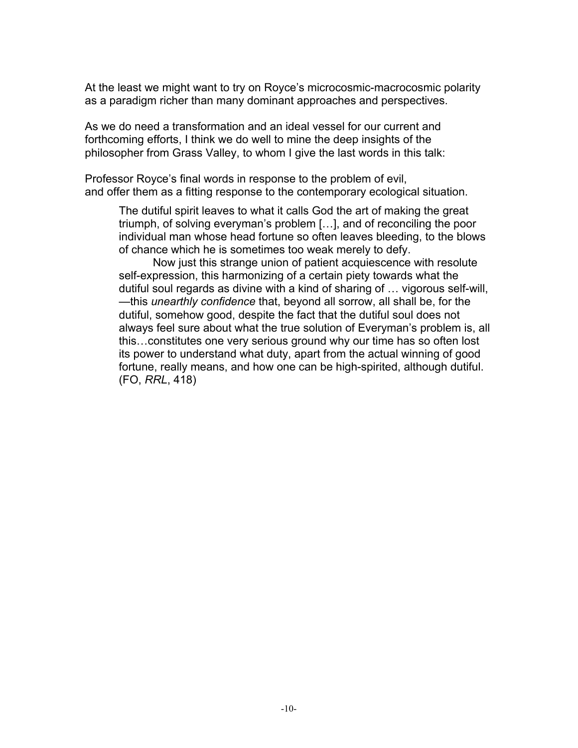At the least we might want to try on Royce's microcosmic-macrocosmic polarity as a paradigm richer than many dominant approaches and perspectives.

As we do need a transformation and an ideal vessel for our current and forthcoming efforts, I think we do well to mine the deep insights of the philosopher from Grass Valley, to whom I give the last words in this talk:

Professor Royce's final words in response to the problem of evil, and offer them as a fitting response to the contemporary ecological situation.

> The dutiful spirit leaves to what it calls God the art of making the great triumph, of solving everyman's problem […], and of reconciling the poor individual man whose head fortune so often leaves bleeding, to the blows of chance which he is sometimes too weak merely to defy.
>
> Now just this strange union of patient acquiescence with resolute self-expression, this harmonizing of a certain piety towards what the dutiful soul regards as divine with a kind of sharing of … vigorous self-will, —this *unearthly confidence* that, beyond all sorrow, all shall be, for the dutiful, somehow good, despite the fact that the dutiful soul does not always feel sure about what the true solution of Everyman's problem is, all this…constitutes one very serious ground why our time has so often lost its power to understand what duty, apart from the actual winning of good fortune, really means, and how one can be high-spirited, although dutiful. (FO, *RRL*, 418)